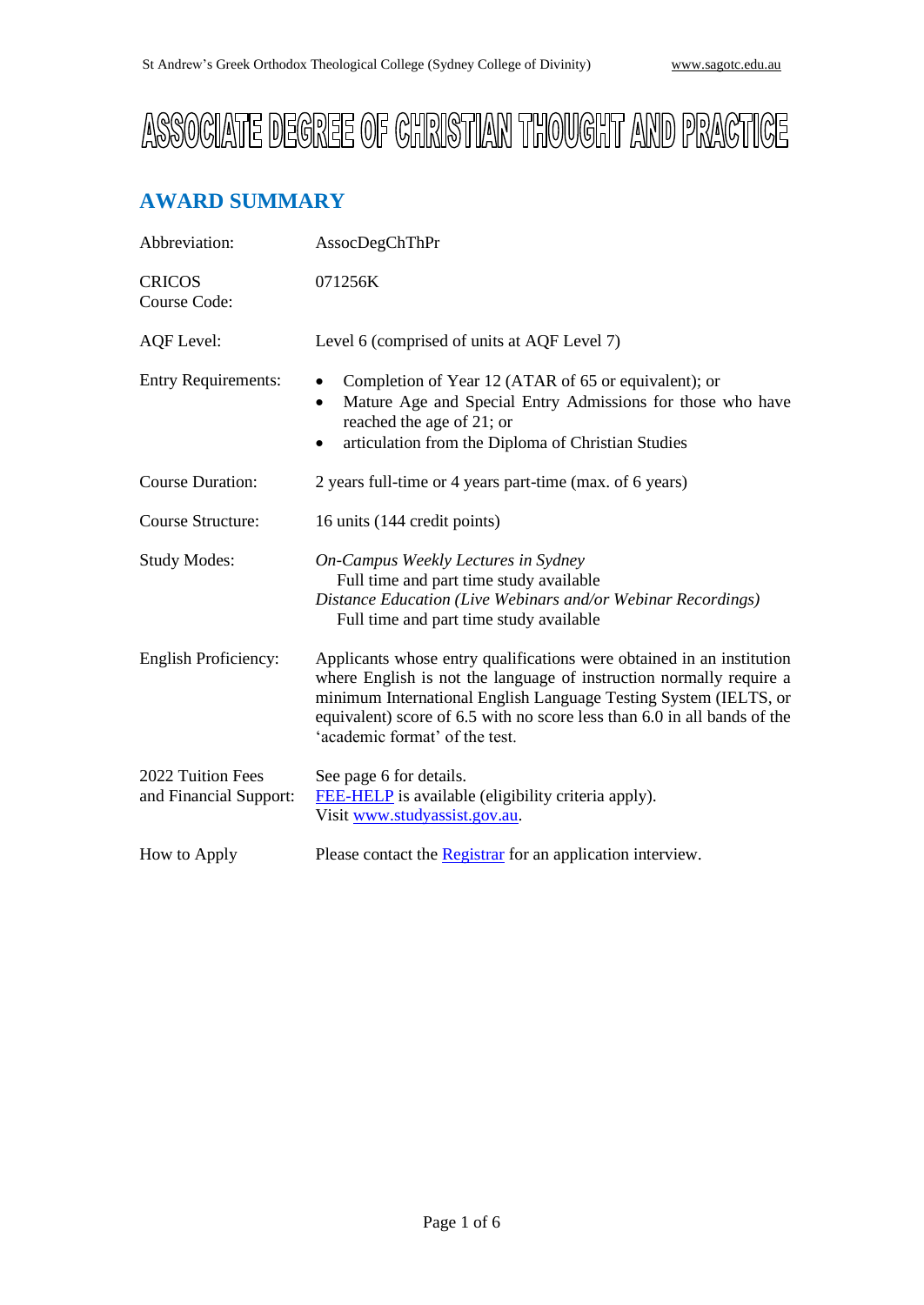# ASSOCIATE DEGREE OF CHRISTIAN THOUGHT AND PRACTICE

## AWARD SUMMARY

| | |
|---|---|
| Abbreviation: | AssocDegChThPr |
| CRICOS Course Code: | 071256K |
| AQF Level: | Level 6 (comprised of units at AQF Level 7) |
| Entry Requirements: | • Completion of Year 12 (ATAR of 65 or equivalent); or<br>• Mature Age and Special Entry Admissions for those who have reached the age of 21; or<br>• articulation from the Diploma of Christian Studies |
| Course Duration: | 2 years full-time or 4 years part-time (max. of 6 years) |
| Course Structure: | 16 units (144 credit points) |
| Study Modes: | *On-Campus Weekly Lectures in Sydney*<br>Full time and part time study available<br>*Distance Education (Live Webinars and/or Webinar Recordings)*<br>Full time and part time study available |
| English Proficiency: | Applicants whose entry qualifications were obtained in an institution where English is not the language of instruction normally require a minimum International English Language Testing System (IELTS, or equivalent) score of 6.5 with no score less than 6.0 in all bands of the 'academic format' of the test. |
| 2022 Tuition Fees and Financial Support: | See page 6 for details.<br>FEE-HELP is available (eligibility criteria apply).<br>Visit www.studyassist.gov.au. |
| How to Apply | Please contact the Registrar for an application interview. |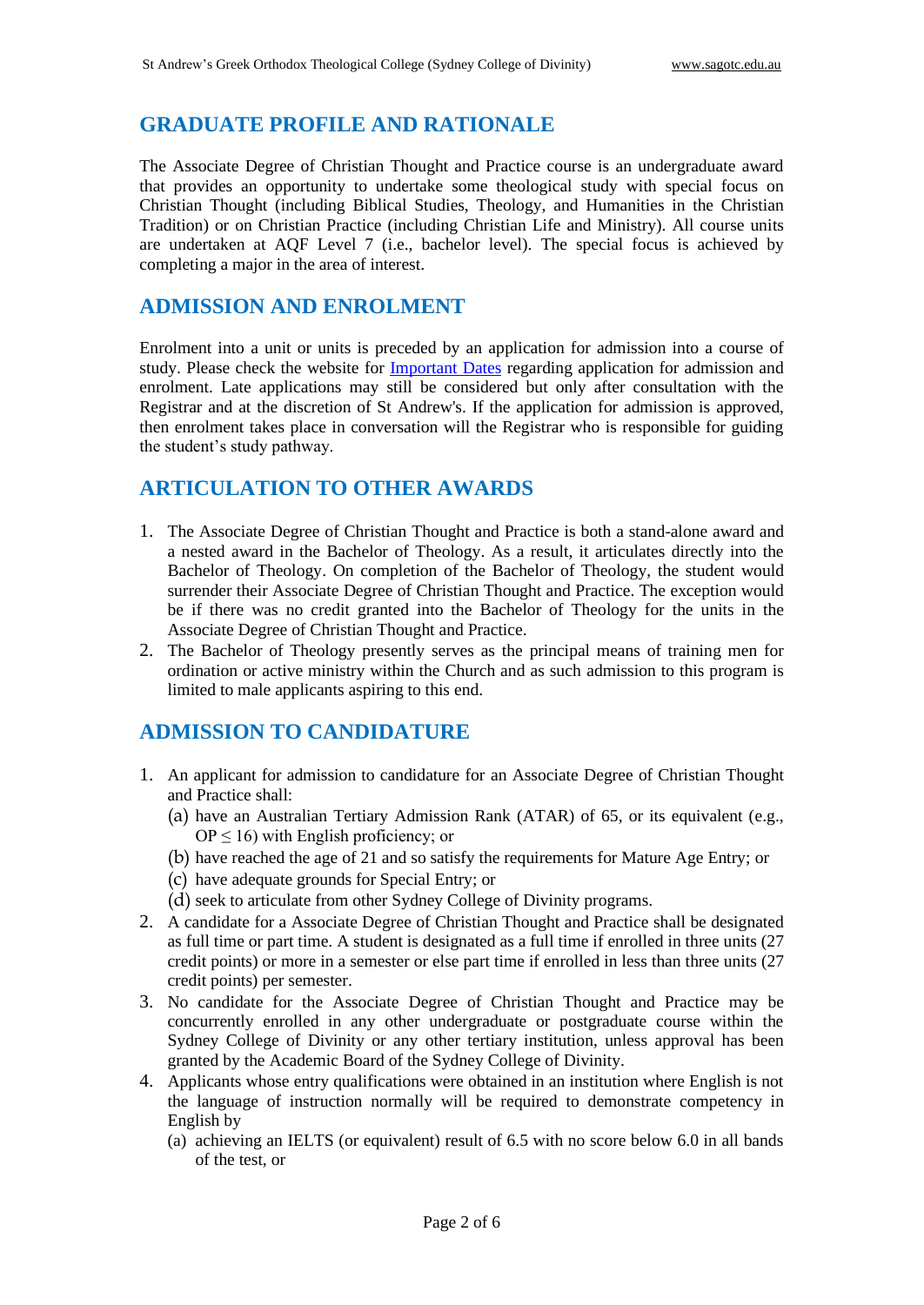## GRADUATE PROFILE AND RATIONALE

The Associate Degree of Christian Thought and Practice course is an undergraduate award that provides an opportunity to undertake some theological study with special focus on Christian Thought (including Biblical Studies, Theology, and Humanities in the Christian Tradition) or on Christian Practice (including Christian Life and Ministry). All course units are undertaken at AQF Level 7 (i.e., bachelor level). The special focus is achieved by completing a major in the area of interest.

## ADMISSION AND ENROLMENT

Enrolment into a unit or units is preceded by an application for admission into a course of study. Please check the website for Important Dates regarding application for admission and enrolment. Late applications may still be considered but only after consultation with the Registrar and at the discretion of St Andrew's. If the application for admission is approved, then enrolment takes place in conversation will the Registrar who is responsible for guiding the student's study pathway.

## ARTICULATION TO OTHER AWARDS

1. The Associate Degree of Christian Thought and Practice is both a stand-alone award and a nested award in the Bachelor of Theology. As a result, it articulates directly into the Bachelor of Theology. On completion of the Bachelor of Theology, the student would surrender their Associate Degree of Christian Thought and Practice. The exception would be if there was no credit granted into the Bachelor of Theology for the units in the Associate Degree of Christian Thought and Practice.
2. The Bachelor of Theology presently serves as the principal means of training men for ordination or active ministry within the Church and as such admission to this program is limited to male applicants aspiring to this end.

## ADMISSION TO CANDIDATURE

1. An applicant for admission to candidature for an Associate Degree of Christian Thought and Practice shall:
   (a) have an Australian Tertiary Admission Rank (ATAR) of 65, or its equivalent (e.g., OP $\leq$ 16) with English proficiency; or
   (b) have reached the age of 21 and so satisfy the requirements for Mature Age Entry; or
   (c) have adequate grounds for Special Entry; or
   (d) seek to articulate from other Sydney College of Divinity programs.
2. A candidate for a Associate Degree of Christian Thought and Practice shall be designated as full time or part time. A student is designated as a full time if enrolled in three units (27 credit points) or more in a semester or else part time if enrolled in less than three units (27 credit points) per semester.
3. No candidate for the Associate Degree of Christian Thought and Practice may be concurrently enrolled in any other undergraduate or postgraduate course within the Sydney College of Divinity or any other tertiary institution, unless approval has been granted by the Academic Board of the Sydney College of Divinity.
4. Applicants whose entry qualifications were obtained in an institution where English is not the language of instruction normally will be required to demonstrate competency in English by
   (a) achieving an IELTS (or equivalent) result of 6.5 with no score below 6.0 in all bands of the test, or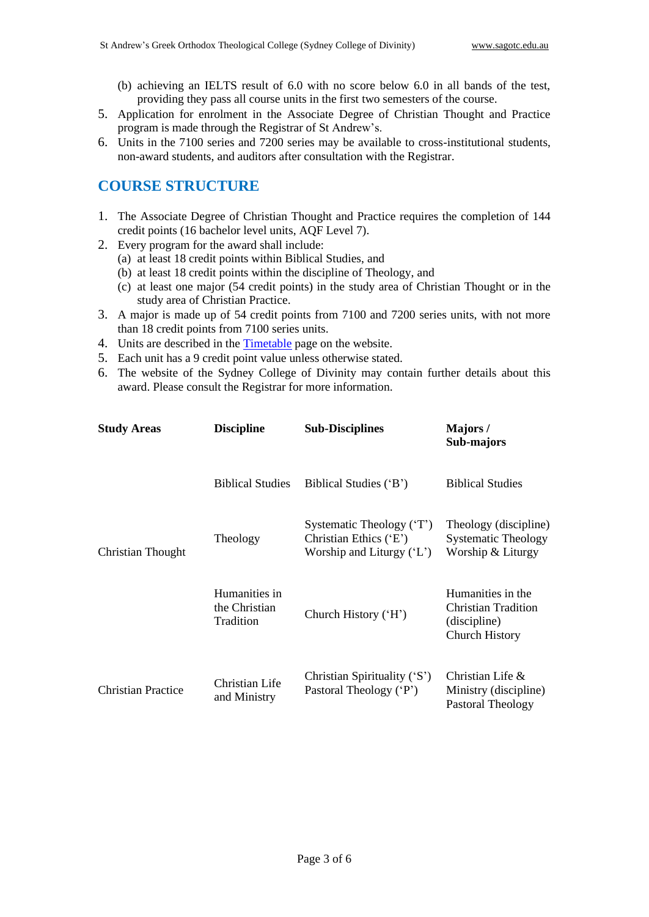(b) achieving an IELTS result of 6.0 with no score below 6.0 in all bands of the test, providing they pass all course units in the first two semesters of the course.
5. Application for enrolment in the Associate Degree of Christian Thought and Practice program is made through the Registrar of St Andrew's.
6. Units in the 7100 series and 7200 series may be available to cross-institutional students, non-award students, and auditors after consultation with the Registrar.

## COURSE STRUCTURE

1. The Associate Degree of Christian Thought and Practice requires the completion of 144 credit points (16 bachelor level units, AQF Level 7).
2. Every program for the award shall include:
   (a) at least 18 credit points within Biblical Studies, and
   (b) at least 18 credit points within the discipline of Theology, and
   (c) at least one major (54 credit points) in the study area of Christian Thought or in the study area of Christian Practice.
3. A major is made up of 54 credit points from 7100 and 7200 series units, with not more than 18 credit points from 7100 series units.
4. Units are described in the Timetable page on the website.
5. Each unit has a 9 credit point value unless otherwise stated.
6. The website of the Sydney College of Divinity may contain further details about this award. Please consult the Registrar for more information.

| Study Areas | Discipline | Sub-Disciplines | Majors / Sub-majors |
|---|---|---|---|
| Christian Thought | Biblical Studies | Biblical Studies ('B') | Biblical Studies |
| | Theology | Systematic Theology ('T')<br>Christian Ethics ('E')<br>Worship and Liturgy ('L') | Theology (discipline)<br>Systematic Theology<br>Worship & Liturgy |
| | Humanities in the Christian Tradition | Church History ('H') | Humanities in the Christian Tradition (discipline)<br>Church History |
| Christian Practice | Christian Life and Ministry | Christian Spirituality ('S')<br>Pastoral Theology ('P') | Christian Life & Ministry (discipline)<br>Pastoral Theology |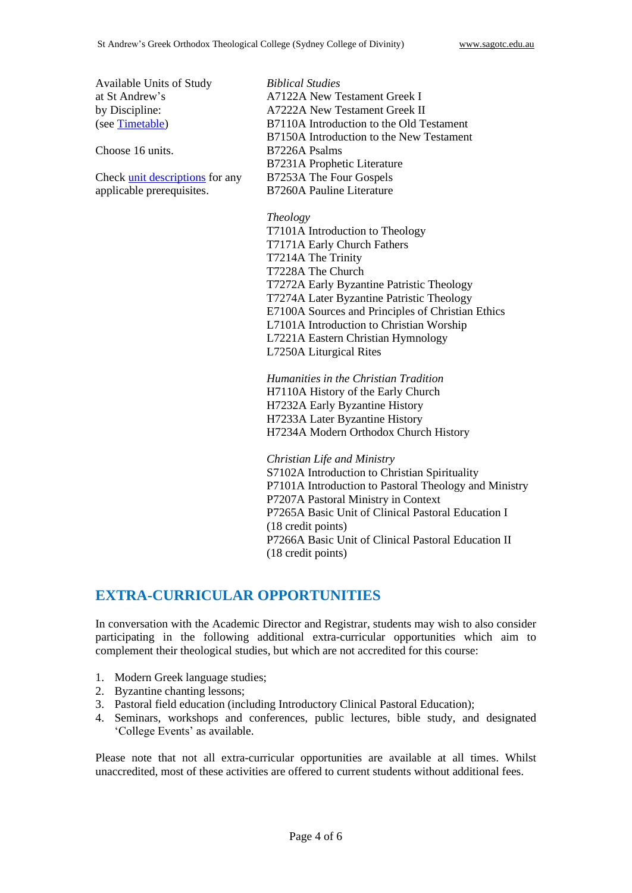Available Units of Study at St Andrew's by Discipline: (see [Timetable](Timetable))

Choose 16 units.

Check [unit descriptions](unit descriptions) for any applicable prerequisites.

*Biblical Studies*

A7122A New Testament Greek I
A7222A New Testament Greek II
B7110A Introduction to the Old Testament
B7150A Introduction to the New Testament
B7226A Psalms
B7231A Prophetic Literature
B7253A The Four Gospels
B7260A Pauline Literature

*Theology*

T7101A Introduction to Theology
T7171A Early Church Fathers
T7214A The Trinity
T7228A The Church
T7272A Early Byzantine Patristic Theology
T7274A Later Byzantine Patristic Theology
E7100A Sources and Principles of Christian Ethics
L7101A Introduction to Christian Worship
L7221A Eastern Christian Hymnology
L7250A Liturgical Rites

*Humanities in the Christian Tradition*

H7110A History of the Early Church
H7232A Early Byzantine History
H7233A Later Byzantine History
H7234A Modern Orthodox Church History

*Christian Life and Ministry*

S7102A Introduction to Christian Spirituality
P7101A Introduction to Pastoral Theology and Ministry
P7207A Pastoral Ministry in Context
P7265A Basic Unit of Clinical Pastoral Education I (18 credit points)
P7266A Basic Unit of Clinical Pastoral Education II (18 credit points)

## EXTRA-CURRICULAR OPPORTUNITIES

In conversation with the Academic Director and Registrar, students may wish to also consider participating in the following additional extra-curricular opportunities which aim to complement their theological studies, but which are not accredited for this course:

1. Modern Greek language studies;
2. Byzantine chanting lessons;
3. Pastoral field education (including Introductory Clinical Pastoral Education);
4. Seminars, workshops and conferences, public lectures, bible study, and designated 'College Events' as available.

Please note that not all extra-curricular opportunities are available at all times. Whilst unaccredited, most of these activities are offered to current students without additional fees.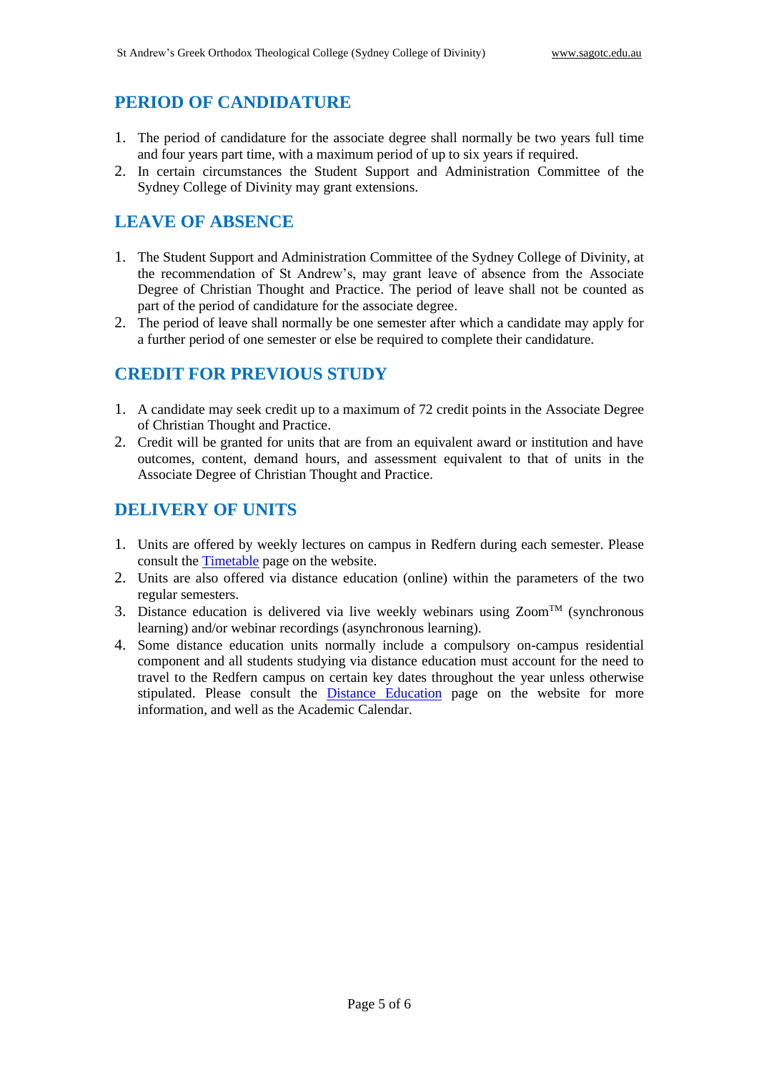## PERIOD OF CANDIDATURE

1. The period of candidature for the associate degree shall normally be two years full time and four years part time, with a maximum period of up to six years if required.
2. In certain circumstances the Student Support and Administration Committee of the Sydney College of Divinity may grant extensions.

## LEAVE OF ABSENCE

1. The Student Support and Administration Committee of the Sydney College of Divinity, at the recommendation of St Andrew's, may grant leave of absence from the Associate Degree of Christian Thought and Practice. The period of leave shall not be counted as part of the period of candidature for the associate degree.
2. The period of leave shall normally be one semester after which a candidate may apply for a further period of one semester or else be required to complete their candidature.

## CREDIT FOR PREVIOUS STUDY

1. A candidate may seek credit up to a maximum of 72 credit points in the Associate Degree of Christian Thought and Practice.
2. Credit will be granted for units that are from an equivalent award or institution and have outcomes, content, demand hours, and assessment equivalent to that of units in the Associate Degree of Christian Thought and Practice.

## DELIVERY OF UNITS

1. Units are offered by weekly lectures on campus in Redfern during each semester. Please consult the Timetable page on the website.
2. Units are also offered via distance education (online) within the parameters of the two regular semesters.
3. Distance education is delivered via live weekly webinars using Zoom™ (synchronous learning) and/or webinar recordings (asynchronous learning).
4. Some distance education units normally include a compulsory on-campus residential component and all students studying via distance education must account for the need to travel to the Redfern campus on certain key dates throughout the year unless otherwise stipulated. Please consult the Distance Education page on the website for more information, and well as the Academic Calendar.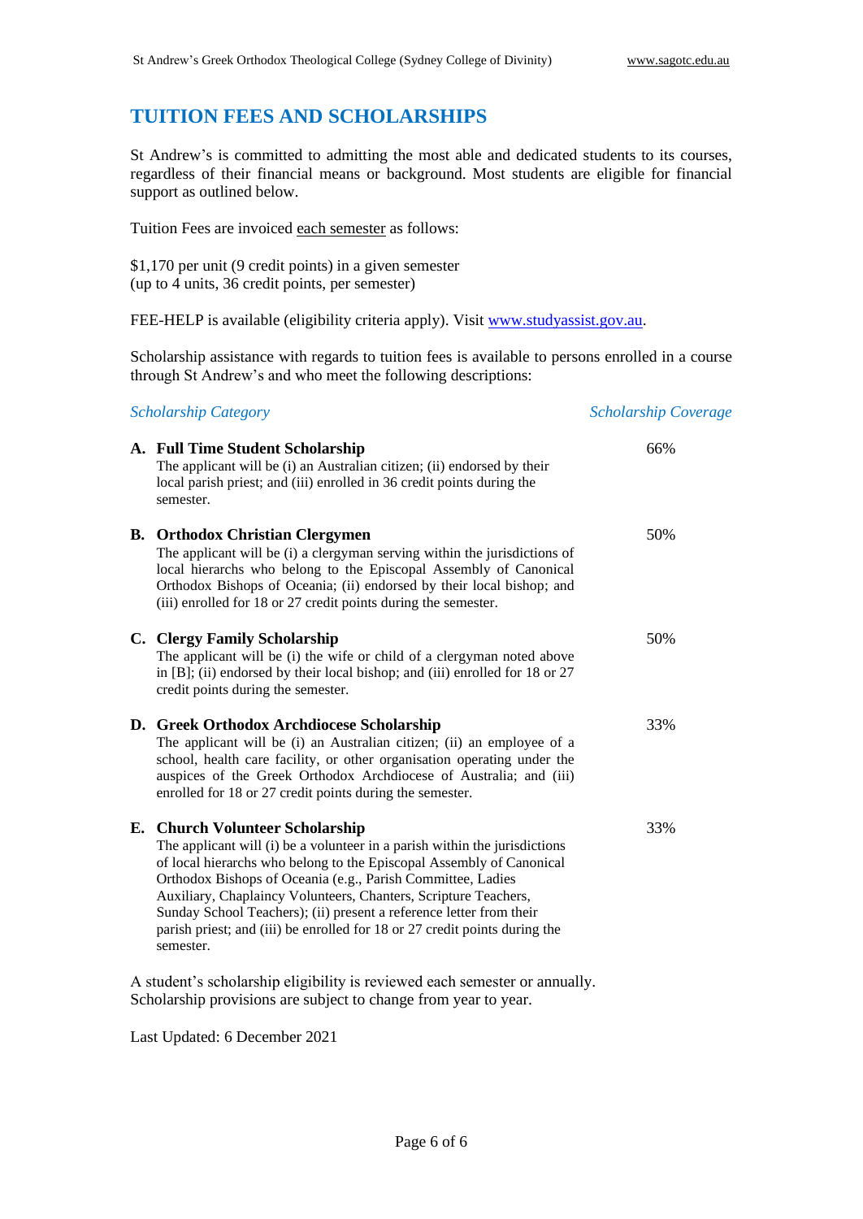## TUITION FEES AND SCHOLARSHIPS

St Andrew's is committed to admitting the most able and dedicated students to its courses, regardless of their financial means or background. Most students are eligible for financial support as outlined below.

Tuition Fees are invoiced each semester as follows:

$1,170 per unit (9 credit points) in a given semester
(up to 4 units, 36 credit points, per semester)

FEE-HELP is available (eligibility criteria apply). Visit www.studyassist.gov.au.

Scholarship assistance with regards to tuition fees is available to persons enrolled in a course through St Andrew's and who meet the following descriptions:

| *Scholarship Category* | *Scholarship Coverage* |
| --- | --- |
| **A. Full Time Student Scholarship**<br>The applicant will be (i) an Australian citizen; (ii) endorsed by their local parish priest; and (iii) enrolled in 36 credit points during the semester. | 66% |
| **B. Orthodox Christian Clergymen**<br>The applicant will be (i) a clergyman serving within the jurisdictions of local hierarchs who belong to the Episcopal Assembly of Canonical Orthodox Bishops of Oceania; (ii) endorsed by their local bishop; and (iii) enrolled for 18 or 27 credit points during the semester. | 50% |
| **C. Clergy Family Scholarship**<br>The applicant will be (i) the wife or child of a clergyman noted above in [B]; (ii) endorsed by their local bishop; and (iii) enrolled for 18 or 27 credit points during the semester. | 50% |
| **D. Greek Orthodox Archdiocese Scholarship**<br>The applicant will be (i) an Australian citizen; (ii) an employee of a school, health care facility, or other organisation operating under the auspices of the Greek Orthodox Archdiocese of Australia; and (iii) enrolled for 18 or 27 credit points during the semester. | 33% |
| **E. Church Volunteer Scholarship**<br>The applicant will (i) be a volunteer in a parish within the jurisdictions of local hierarchs who belong to the Episcopal Assembly of Canonical Orthodox Bishops of Oceania (e.g., Parish Committee, Ladies Auxiliary, Chaplaincy Volunteers, Chanters, Scripture Teachers, Sunday School Teachers); (ii) present a reference letter from their parish priest; and (iii) be enrolled for 18 or 27 credit points during the semester. | 33% |

A student's scholarship eligibility is reviewed each semester or annually.
Scholarship provisions are subject to change from year to year.

Last Updated: 6 December 2021